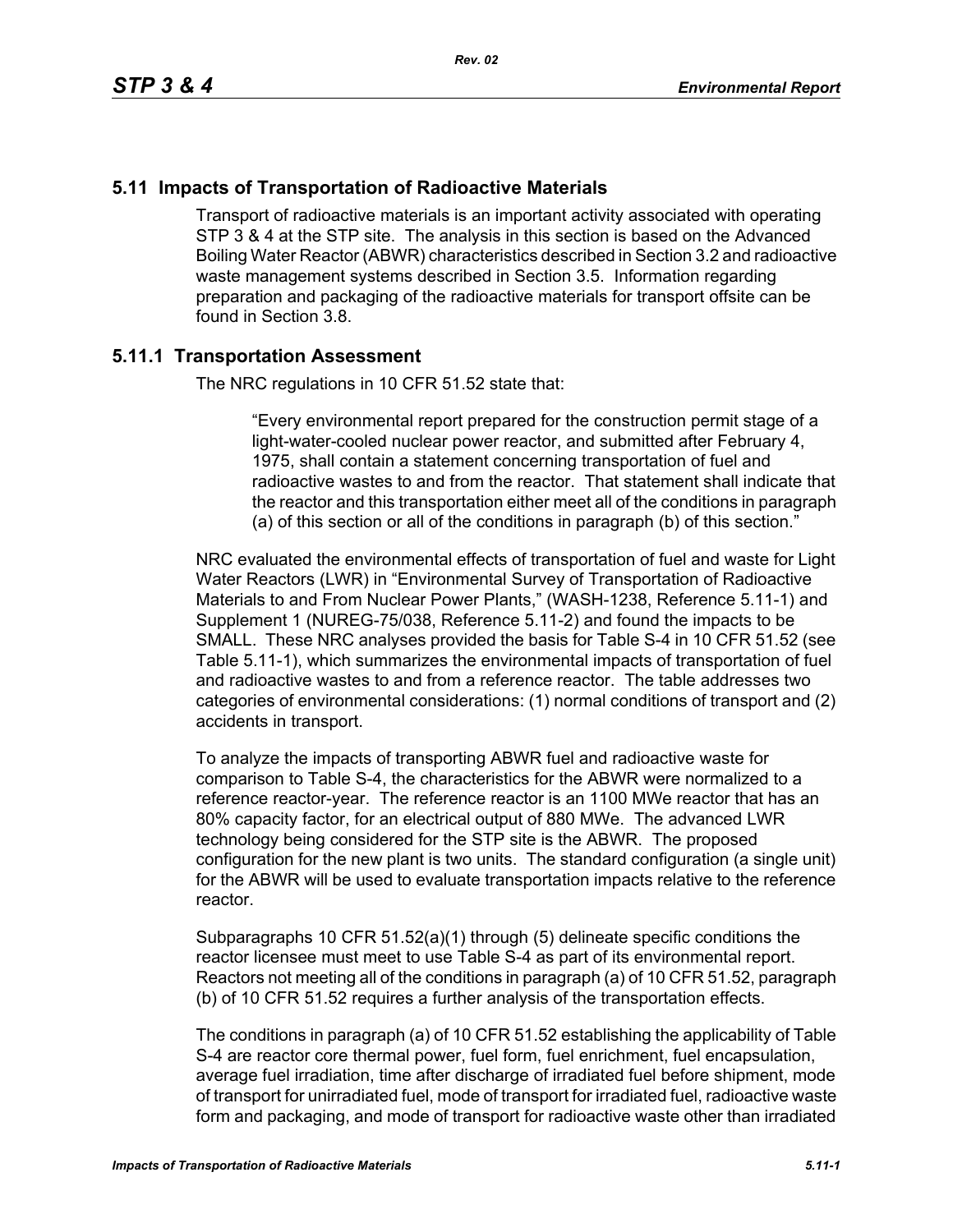## 5.11 Impacts of Transportation of Radioactive Materials

Transport of radioactive materials is an important activity associated with operating STP 3 & 4 at the STP site. The analysis in this section is based on the Advanced Boiling Water Reactor (ABWR) characteristics described in Section 3.2 and radioactive waste management systems described in Section 3.5. Information regarding preparation and packaging of the radioactive materials for transport offsite can be found in Section 3.8.

### 5.11.1 Transportation Assessment

The NRC regulations in 10 CFR 51.52 state that:

> "Every environmental report prepared for the construction permit stage of a light-water-cooled nuclear power reactor, and submitted after February 4, 1975, shall contain a statement concerning transportation of fuel and radioactive wastes to and from the reactor. That statement shall indicate that the reactor and this transportation either meet all of the conditions in paragraph (a) of this section or all of the conditions in paragraph (b) of this section."

NRC evaluated the environmental effects of transportation of fuel and waste for Light Water Reactors (LWR) in "Environmental Survey of Transportation of Radioactive Materials to and From Nuclear Power Plants," (WASH-1238, Reference 5.11-1) and Supplement 1 (NUREG-75/038, Reference 5.11-2) and found the impacts to be SMALL. These NRC analyses provided the basis for Table S-4 in 10 CFR 51.52 (see Table 5.11-1), which summarizes the environmental impacts of transportation of fuel and radioactive wastes to and from a reference reactor. The table addresses two categories of environmental considerations: (1) normal conditions of transport and (2) accidents in transport.

To analyze the impacts of transporting ABWR fuel and radioactive waste for comparison to Table S-4, the characteristics for the ABWR were normalized to a reference reactor-year. The reference reactor is an 1100 MWe reactor that has an 80% capacity factor, for an electrical output of 880 MWe. The advanced LWR technology being considered for the STP site is the ABWR. The proposed configuration for the new plant is two units. The standard configuration (a single unit) for the ABWR will be used to evaluate transportation impacts relative to the reference reactor.

Subparagraphs 10 CFR 51.52(a)(1) through (5) delineate specific conditions the reactor licensee must meet to use Table S-4 as part of its environmental report. Reactors not meeting all of the conditions in paragraph (a) of 10 CFR 51.52, paragraph (b) of 10 CFR 51.52 requires a further analysis of the transportation effects.

The conditions in paragraph (a) of 10 CFR 51.52 establishing the applicability of Table S-4 are reactor core thermal power, fuel form, fuel enrichment, fuel encapsulation, average fuel irradiation, time after discharge of irradiated fuel before shipment, mode of transport for unirradiated fuel, mode of transport for irradiated fuel, radioactive waste form and packaging, and mode of transport for radioactive waste other than irradiated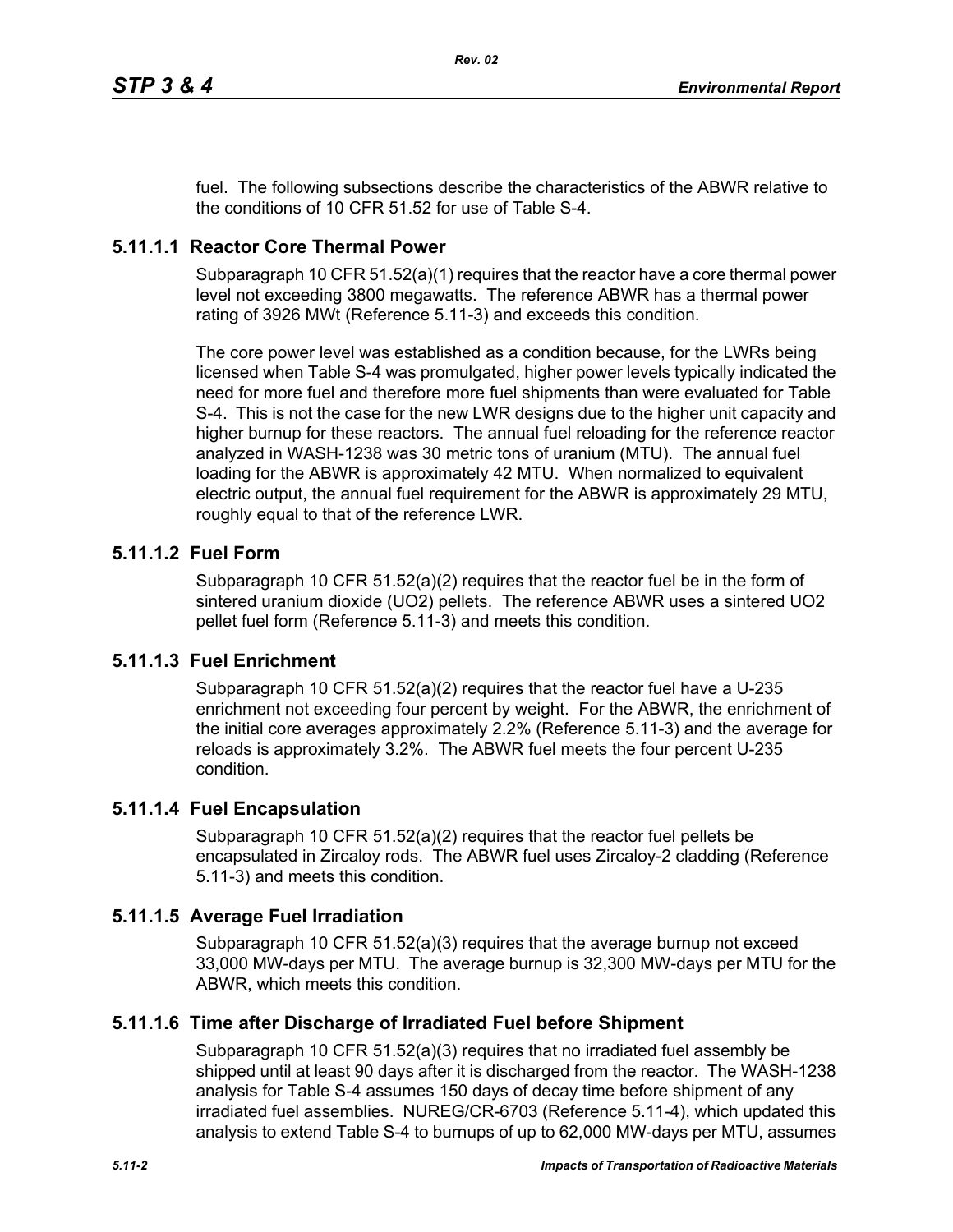fuel. The following subsections describe the characteristics of the ABWR relative to the conditions of 10 CFR 51.52 for use of Table S-4.

### 5.11.1.1 Reactor Core Thermal Power

Subparagraph 10 CFR 51.52(a)(1) requires that the reactor have a core thermal power level not exceeding 3800 megawatts. The reference ABWR has a thermal power rating of 3926 MWt (Reference 5.11-3) and exceeds this condition.

The core power level was established as a condition because, for the LWRs being licensed when Table S-4 was promulgated, higher power levels typically indicated the need for more fuel and therefore more fuel shipments than were evaluated for Table S-4. This is not the case for the new LWR designs due to the higher unit capacity and higher burnup for these reactors. The annual fuel reloading for the reference reactor analyzed in WASH-1238 was 30 metric tons of uranium (MTU). The annual fuel loading for the ABWR is approximately 42 MTU. When normalized to equivalent electric output, the annual fuel requirement for the ABWR is approximately 29 MTU, roughly equal to that of the reference LWR.

### 5.11.1.2 Fuel Form

Subparagraph 10 CFR 51.52(a)(2) requires that the reactor fuel be in the form of sintered uranium dioxide ($UO_2$) pellets. The reference ABWR uses a sintered $UO_2$ pellet fuel form (Reference 5.11-3) and meets this condition.

### 5.11.1.3 Fuel Enrichment

Subparagraph 10 CFR 51.52(a)(2) requires that the reactor fuel have a U-235 enrichment not exceeding four percent by weight. For the ABWR, the enrichment of the initial core averages approximately 2.2% (Reference 5.11-3) and the average for reloads is approximately 3.2%. The ABWR fuel meets the four percent U-235 condition.

### 5.11.1.4 Fuel Encapsulation

Subparagraph 10 CFR 51.52(a)(2) requires that the reactor fuel pellets be encapsulated in Zircaloy rods. The ABWR fuel uses Zircaloy-2 cladding (Reference 5.11-3) and meets this condition.

### 5.11.1.5 Average Fuel Irradiation

Subparagraph 10 CFR 51.52(a)(3) requires that the average burnup not exceed 33,000 MW-days per MTU. The average burnup is 32,300 MW-days per MTU for the ABWR, which meets this condition.

### 5.11.1.6 Time after Discharge of Irradiated Fuel before Shipment

Subparagraph 10 CFR 51.52(a)(3) requires that no irradiated fuel assembly be shipped until at least 90 days after it is discharged from the reactor. The WASH-1238 analysis for Table S-4 assumes 150 days of decay time before shipment of any irradiated fuel assemblies. NUREG/CR-6703 (Reference 5.11-4), which updated this analysis to extend Table S-4 to burnups of up to 62,000 MW-days per MTU, assumes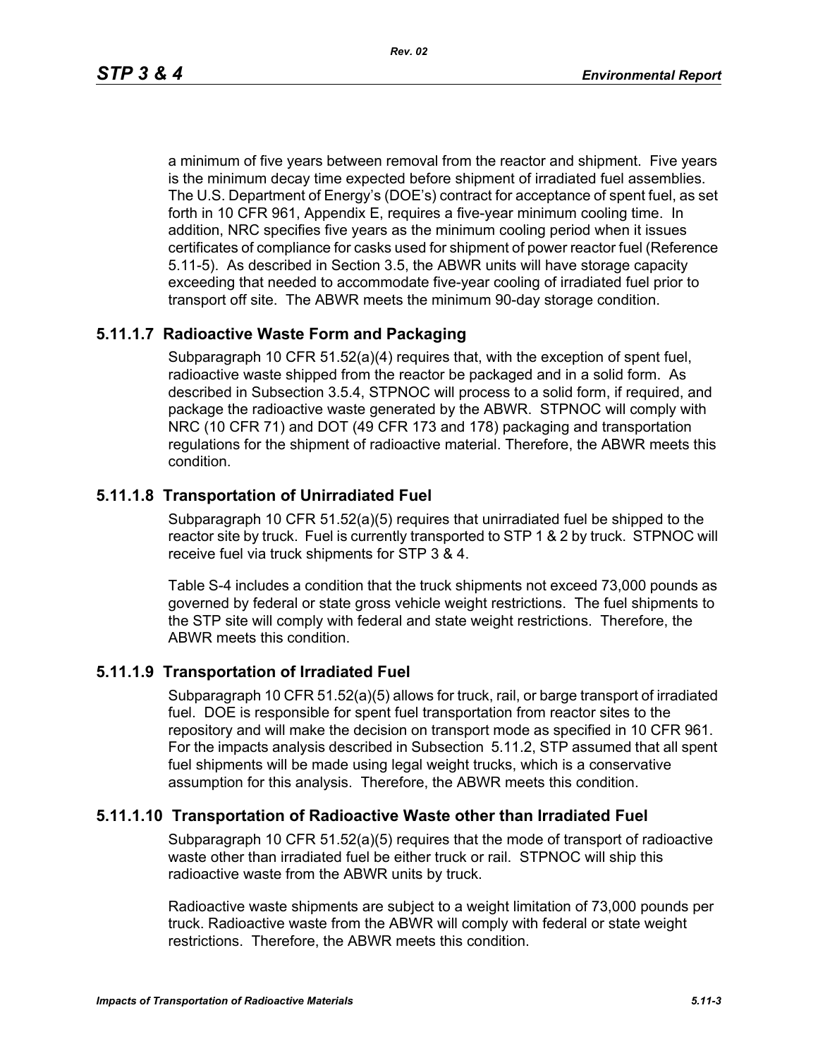a minimum of five years between removal from the reactor and shipment. Five years is the minimum decay time expected before shipment of irradiated fuel assemblies. The U.S. Department of Energy's (DOE's) contract for acceptance of spent fuel, as set forth in 10 CFR 961, Appendix E, requires a five-year minimum cooling time. In addition, NRC specifies five years as the minimum cooling period when it issues certificates of compliance for casks used for shipment of power reactor fuel (Reference 5.11-5). As described in Section 3.5, the ABWR units will have storage capacity exceeding that needed to accommodate five-year cooling of irradiated fuel prior to transport off site. The ABWR meets the minimum 90-day storage condition.

### 5.11.1.7 Radioactive Waste Form and Packaging

Subparagraph 10 CFR 51.52(a)(4) requires that, with the exception of spent fuel, radioactive waste shipped from the reactor be packaged and in a solid form. As described in Subsection 3.5.4, STPNOC will process to a solid form, if required, and package the radioactive waste generated by the ABWR. STPNOC will comply with NRC (10 CFR 71) and DOT (49 CFR 173 and 178) packaging and transportation regulations for the shipment of radioactive material. Therefore, the ABWR meets this condition.

### 5.11.1.8 Transportation of Unirradiated Fuel

Subparagraph 10 CFR 51.52(a)(5) requires that unirradiated fuel be shipped to the reactor site by truck. Fuel is currently transported to STP 1 & 2 by truck. STPNOC will receive fuel via truck shipments for STP 3 & 4.

Table S-4 includes a condition that the truck shipments not exceed 73,000 pounds as governed by federal or state gross vehicle weight restrictions. The fuel shipments to the STP site will comply with federal and state weight restrictions. Therefore, the ABWR meets this condition.

### 5.11.1.9 Transportation of Irradiated Fuel

Subparagraph 10 CFR 51.52(a)(5) allows for truck, rail, or barge transport of irradiated fuel. DOE is responsible for spent fuel transportation from reactor sites to the repository and will make the decision on transport mode as specified in 10 CFR 961. For the impacts analysis described in Subsection 5.11.2, STP assumed that all spent fuel shipments will be made using legal weight trucks, which is a conservative assumption for this analysis. Therefore, the ABWR meets this condition.

### 5.11.1.10 Transportation of Radioactive Waste other than Irradiated Fuel

Subparagraph 10 CFR 51.52(a)(5) requires that the mode of transport of radioactive waste other than irradiated fuel be either truck or rail. STPNOC will ship this radioactive waste from the ABWR units by truck.

Radioactive waste shipments are subject to a weight limitation of 73,000 pounds per truck. Radioactive waste from the ABWR will comply with federal or state weight restrictions. Therefore, the ABWR meets this condition.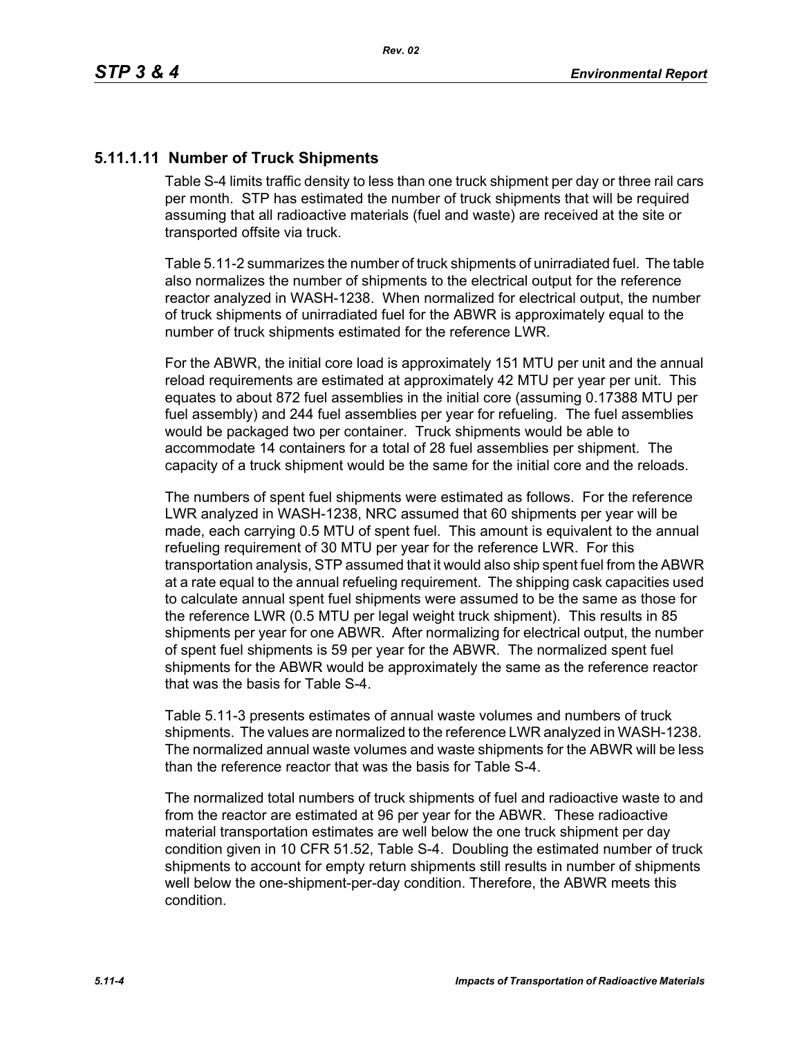### 5.11.1.11 Number of Truck Shipments

Table S-4 limits traffic density to less than one truck shipment per day or three rail cars per month. STP has estimated the number of truck shipments that will be required assuming that all radioactive materials (fuel and waste) are received at the site or transported offsite via truck.

Table 5.11-2 summarizes the number of truck shipments of unirradiated fuel. The table also normalizes the number of shipments to the electrical output for the reference reactor analyzed in WASH-1238. When normalized for electrical output, the number of truck shipments of unirradiated fuel for the ABWR is approximately equal to the number of truck shipments estimated for the reference LWR.

For the ABWR, the initial core load is approximately 151 MTU per unit and the annual reload requirements are estimated at approximately 42 MTU per year per unit. This equates to about 872 fuel assemblies in the initial core (assuming 0.17388 MTU per fuel assembly) and 244 fuel assemblies per year for refueling. The fuel assemblies would be packaged two per container. Truck shipments would be able to accommodate 14 containers for a total of 28 fuel assemblies per shipment. The capacity of a truck shipment would be the same for the initial core and the reloads.

The numbers of spent fuel shipments were estimated as follows. For the reference LWR analyzed in WASH-1238, NRC assumed that 60 shipments per year will be made, each carrying 0.5 MTU of spent fuel. This amount is equivalent to the annual refueling requirement of 30 MTU per year for the reference LWR. For this transportation analysis, STP assumed that it would also ship spent fuel from the ABWR at a rate equal to the annual refueling requirement. The shipping cask capacities used to calculate annual spent fuel shipments were assumed to be the same as those for the reference LWR (0.5 MTU per legal weight truck shipment). This results in 85 shipments per year for one ABWR. After normalizing for electrical output, the number of spent fuel shipments is 59 per year for the ABWR. The normalized spent fuel shipments for the ABWR would be approximately the same as the reference reactor that was the basis for Table S-4.

Table 5.11-3 presents estimates of annual waste volumes and numbers of truck shipments. The values are normalized to the reference LWR analyzed in WASH-1238. The normalized annual waste volumes and waste shipments for the ABWR will be less than the reference reactor that was the basis for Table S-4.

The normalized total numbers of truck shipments of fuel and radioactive waste to and from the reactor are estimated at 96 per year for the ABWR. These radioactive material transportation estimates are well below the one truck shipment per day condition given in 10 CFR 51.52, Table S-4. Doubling the estimated number of truck shipments to account for empty return shipments still results in number of shipments well below the one-shipment-per-day condition. Therefore, the ABWR meets this condition.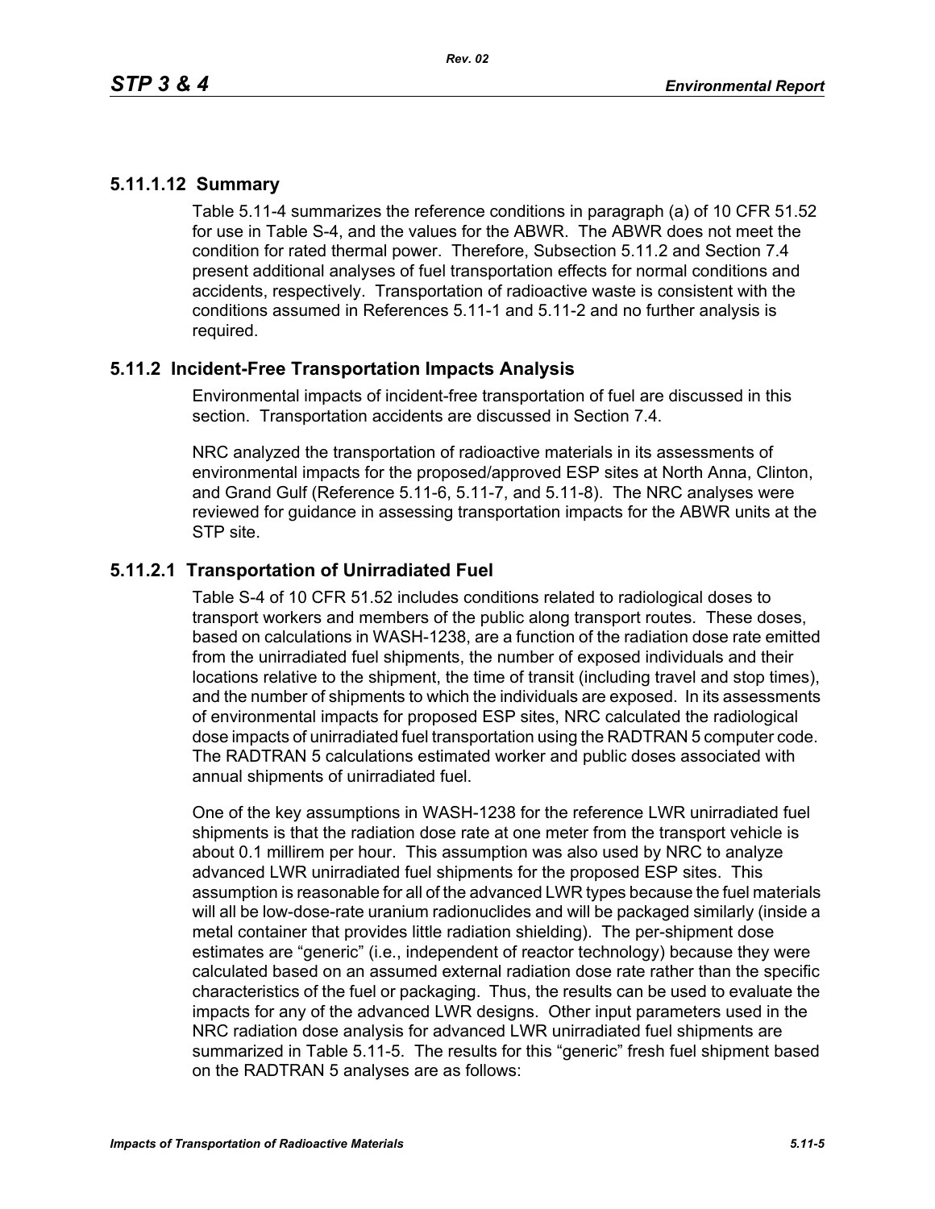### 5.11.1.12 Summary

Table 5.11-4 summarizes the reference conditions in paragraph (a) of 10 CFR 51.52 for use in Table S-4, and the values for the ABWR. The ABWR does not meet the condition for rated thermal power. Therefore, Subsection 5.11.2 and Section 7.4 present additional analyses of fuel transportation effects for normal conditions and accidents, respectively. Transportation of radioactive waste is consistent with the conditions assumed in References 5.11-1 and 5.11-2 and no further analysis is required.

## 5.11.2 Incident-Free Transportation Impacts Analysis

Environmental impacts of incident-free transportation of fuel are discussed in this section. Transportation accidents are discussed in Section 7.4.

NRC analyzed the transportation of radioactive materials in its assessments of environmental impacts for the proposed/approved ESP sites at North Anna, Clinton, and Grand Gulf (Reference 5.11-6, 5.11-7, and 5.11-8). The NRC analyses were reviewed for guidance in assessing transportation impacts for the ABWR units at the STP site.

### 5.11.2.1 Transportation of Unirradiated Fuel

Table S-4 of 10 CFR 51.52 includes conditions related to radiological doses to transport workers and members of the public along transport routes. These doses, based on calculations in WASH-1238, are a function of the radiation dose rate emitted from the unirradiated fuel shipments, the number of exposed individuals and their locations relative to the shipment, the time of transit (including travel and stop times), and the number of shipments to which the individuals are exposed. In its assessments of environmental impacts for proposed ESP sites, NRC calculated the radiological dose impacts of unirradiated fuel transportation using the RADTRAN 5 computer code. The RADTRAN 5 calculations estimated worker and public doses associated with annual shipments of unirradiated fuel.

One of the key assumptions in WASH-1238 for the reference LWR unirradiated fuel shipments is that the radiation dose rate at one meter from the transport vehicle is about 0.1 millirem per hour. This assumption was also used by NRC to analyze advanced LWR unirradiated fuel shipments for the proposed ESP sites. This assumption is reasonable for all of the advanced LWR types because the fuel materials will all be low-dose-rate uranium radionuclides and will be packaged similarly (inside a metal container that provides little radiation shielding). The per-shipment dose estimates are "generic" (i.e., independent of reactor technology) because they were calculated based on an assumed external radiation dose rate rather than the specific characteristics of the fuel or packaging. Thus, the results can be used to evaluate the impacts for any of the advanced LWR designs. Other input parameters used in the NRC radiation dose analysis for advanced LWR unirradiated fuel shipments are summarized in Table 5.11-5. The results for this "generic" fresh fuel shipment based on the RADTRAN 5 analyses are as follows: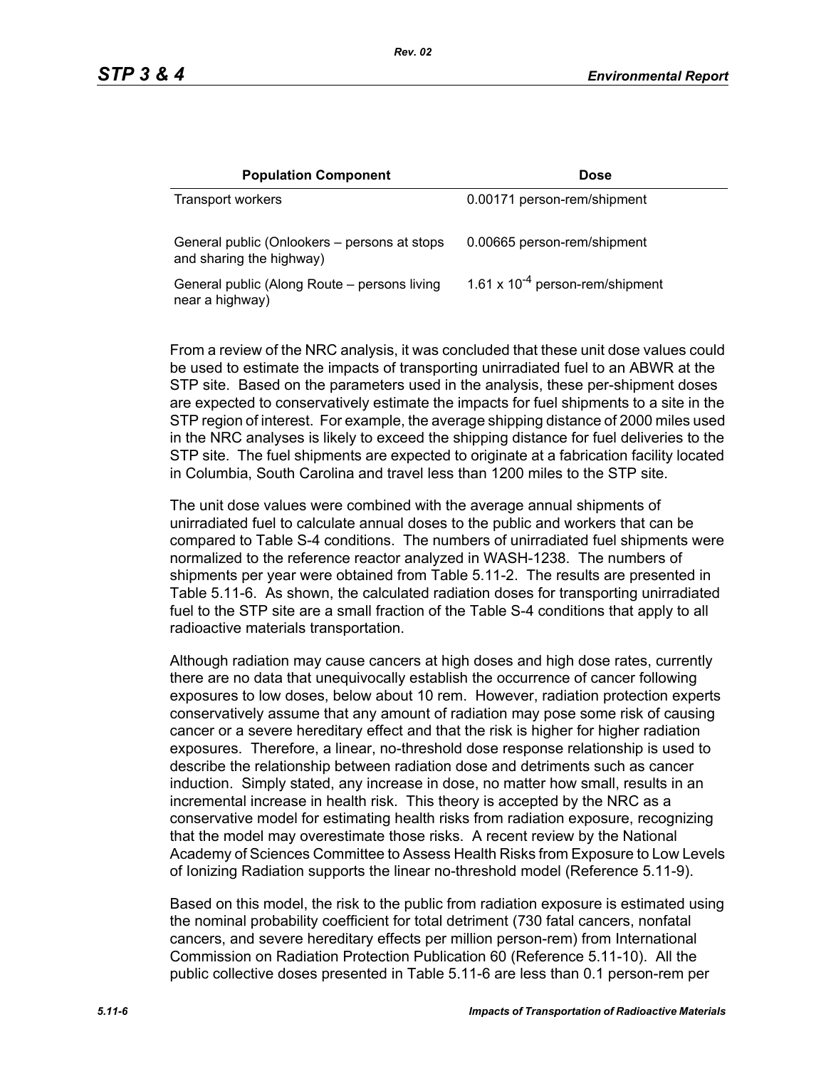| Population Component | Dose |
|---|---|
| Transport workers | 0.00171 person-rem/shipment |
| General public (Onlookers – persons at stops and sharing the highway) | 0.00665 person-rem/shipment |
| General public (Along Route – persons living near a highway) | $1.61 \times 10^{-4}$ person-rem/shipment |

From a review of the NRC analysis, it was concluded that these unit dose values could be used to estimate the impacts of transporting unirradiated fuel to an ABWR at the STP site. Based on the parameters used in the analysis, these per-shipment doses are expected to conservatively estimate the impacts for fuel shipments to a site in the STP region of interest. For example, the average shipping distance of 2000 miles used in the NRC analyses is likely to exceed the shipping distance for fuel deliveries to the STP site. The fuel shipments are expected to originate at a fabrication facility located in Columbia, South Carolina and travel less than 1200 miles to the STP site.

The unit dose values were combined with the average annual shipments of unirradiated fuel to calculate annual doses to the public and workers that can be compared to Table S-4 conditions. The numbers of unirradiated fuel shipments were normalized to the reference reactor analyzed in WASH-1238. The numbers of shipments per year were obtained from Table 5.11-2. The results are presented in Table 5.11-6. As shown, the calculated radiation doses for transporting unirradiated fuel to the STP site are a small fraction of the Table S-4 conditions that apply to all radioactive materials transportation.

Although radiation may cause cancers at high doses and high dose rates, currently there are no data that unequivocally establish the occurrence of cancer following exposures to low doses, below about 10 rem. However, radiation protection experts conservatively assume that any amount of radiation may pose some risk of causing cancer or a severe hereditary effect and that the risk is higher for higher radiation exposures. Therefore, a linear, no-threshold dose response relationship is used to describe the relationship between radiation dose and detriments such as cancer induction. Simply stated, any increase in dose, no matter how small, results in an incremental increase in health risk. This theory is accepted by the NRC as a conservative model for estimating health risks from radiation exposure, recognizing that the model may overestimate those risks. A recent review by the National Academy of Sciences Committee to Assess Health Risks from Exposure to Low Levels of Ionizing Radiation supports the linear no-threshold model (Reference 5.11-9).

Based on this model, the risk to the public from radiation exposure is estimated using the nominal probability coefficient for total detriment (730 fatal cancers, nonfatal cancers, and severe hereditary effects per million person-rem) from International Commission on Radiation Protection Publication 60 (Reference 5.11-10). All the public collective doses presented in Table 5.11-6 are less than 0.1 person-rem per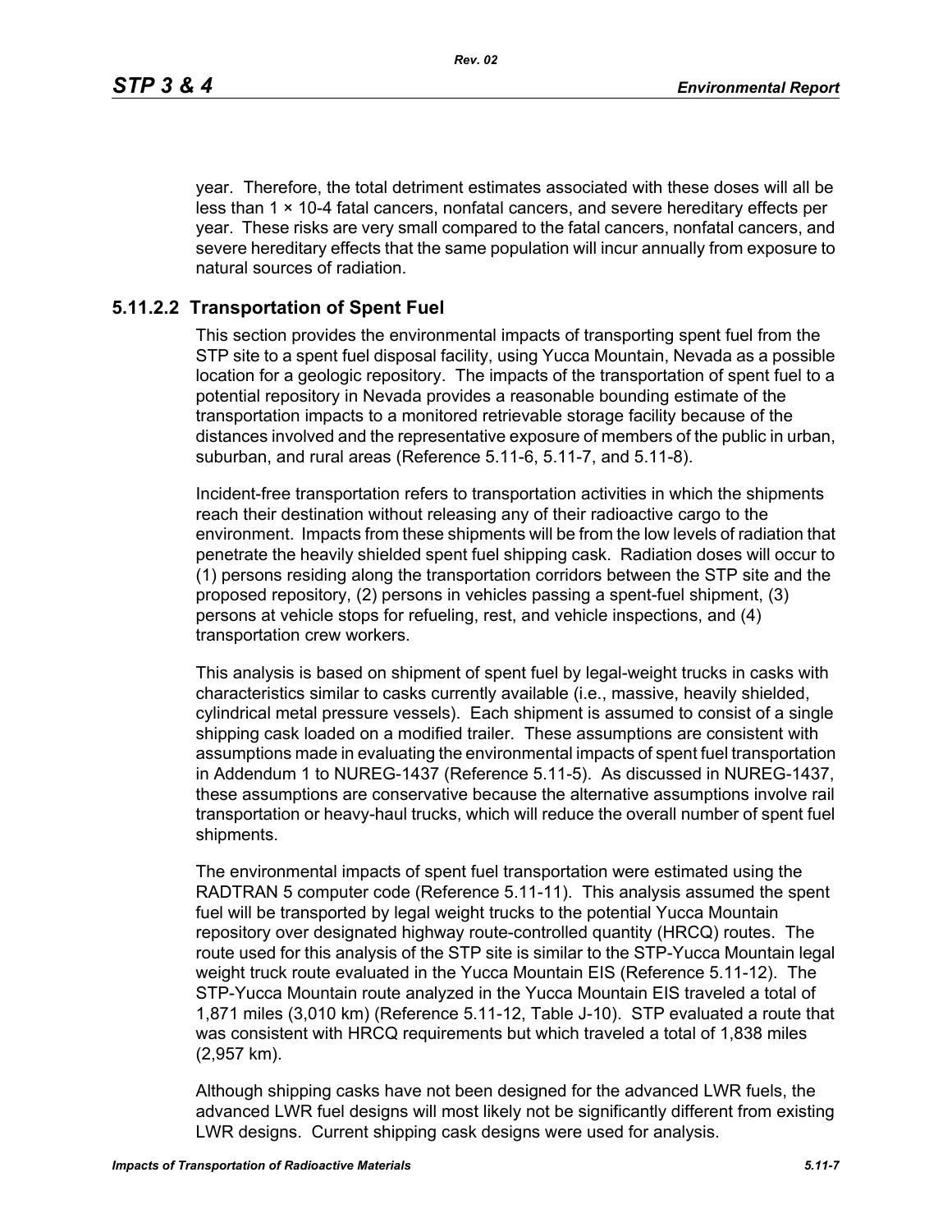year. Therefore, the total detriment estimates associated with these doses will all be less than $1 \times 10^{-4}$ fatal cancers, nonfatal cancers, and severe hereditary effects per year. These risks are very small compared to the fatal cancers, nonfatal cancers, and severe hereditary effects that the same population will incur annually from exposure to natural sources of radiation.

### 5.11.2.2 Transportation of Spent Fuel

This section provides the environmental impacts of transporting spent fuel from the STP site to a spent fuel disposal facility, using Yucca Mountain, Nevada as a possible location for a geologic repository. The impacts of the transportation of spent fuel to a potential repository in Nevada provides a reasonable bounding estimate of the transportation impacts to a monitored retrievable storage facility because of the distances involved and the representative exposure of members of the public in urban, suburban, and rural areas (Reference 5.11-6, 5.11-7, and 5.11-8).

Incident-free transportation refers to transportation activities in which the shipments reach their destination without releasing any of their radioactive cargo to the environment. Impacts from these shipments will be from the low levels of radiation that penetrate the heavily shielded spent fuel shipping cask. Radiation doses will occur to (1) persons residing along the transportation corridors between the STP site and the proposed repository, (2) persons in vehicles passing a spent-fuel shipment, (3) persons at vehicle stops for refueling, rest, and vehicle inspections, and (4) transportation crew workers.

This analysis is based on shipment of spent fuel by legal-weight trucks in casks with characteristics similar to casks currently available (i.e., massive, heavily shielded, cylindrical metal pressure vessels). Each shipment is assumed to consist of a single shipping cask loaded on a modified trailer. These assumptions are consistent with assumptions made in evaluating the environmental impacts of spent fuel transportation in Addendum 1 to NUREG-1437 (Reference 5.11-5). As discussed in NUREG-1437, these assumptions are conservative because the alternative assumptions involve rail transportation or heavy-haul trucks, which will reduce the overall number of spent fuel shipments.

The environmental impacts of spent fuel transportation were estimated using the RADTRAN 5 computer code (Reference 5.11-11). This analysis assumed the spent fuel will be transported by legal weight trucks to the potential Yucca Mountain repository over designated highway route-controlled quantity (HRCQ) routes. The route used for this analysis of the STP site is similar to the STP-Yucca Mountain legal weight truck route evaluated in the Yucca Mountain EIS (Reference 5.11-12). The STP-Yucca Mountain route analyzed in the Yucca Mountain EIS traveled a total of 1,871 miles (3,010 km) (Reference 5.11-12, Table J-10). STP evaluated a route that was consistent with HRCQ requirements but which traveled a total of 1,838 miles (2,957 km).

Although shipping casks have not been designed for the advanced LWR fuels, the advanced LWR fuel designs will most likely not be significantly different from existing LWR designs. Current shipping cask designs were used for analysis.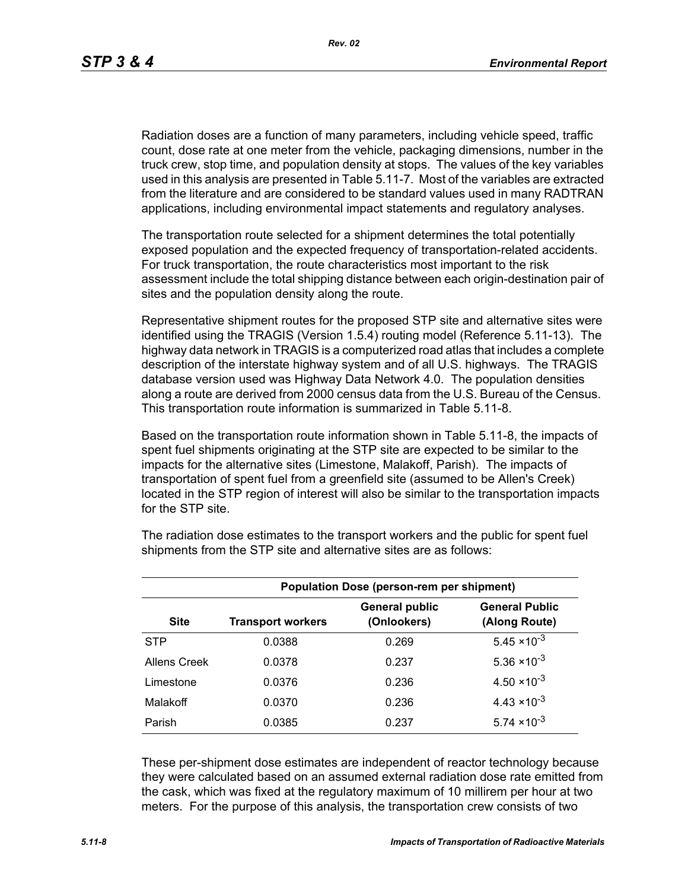Radiation doses are a function of many parameters, including vehicle speed, traffic count, dose rate at one meter from the vehicle, packaging dimensions, number in the truck crew, stop time, and population density at stops. The values of the key variables used in this analysis are presented in Table 5.11-7. Most of the variables are extracted from the literature and are considered to be standard values used in many RADTRAN applications, including environmental impact statements and regulatory analyses.

The transportation route selected for a shipment determines the total potentially exposed population and the expected frequency of transportation-related accidents. For truck transportation, the route characteristics most important to the risk assessment include the total shipping distance between each origin-destination pair of sites and the population density along the route.

Representative shipment routes for the proposed STP site and alternative sites were identified using the TRAGIS (Version 1.5.4) routing model (Reference 5.11-13). The highway data network in TRAGIS is a computerized road atlas that includes a complete description of the interstate highway system and of all U.S. highways. The TRAGIS database version used was Highway Data Network 4.0. The population densities along a route are derived from 2000 census data from the U.S. Bureau of the Census. This transportation route information is summarized in Table 5.11-8.

Based on the transportation route information shown in Table 5.11-8, the impacts of spent fuel shipments originating at the STP site are expected to be similar to the impacts for the alternative sites (Limestone, Malakoff, Parish). The impacts of transportation of spent fuel from a greenfield site (assumed to be Allen's Creek) located in the STP region of interest will also be similar to the transportation impacts for the STP site.

The radiation dose estimates to the transport workers and the public for spent fuel shipments from the STP site and alternative sites are as follows:

| | Population Dose (person-rem per shipment) | | |
|---|---|---|---|
| Site | Transport workers | General public (Onlookers) | General Public (Along Route) |
| STP | 0.0388 | 0.269 | $5.45 \times 10^{-3}$ |
| Allens Creek | 0.0378 | 0.237 | $5.36 \times 10^{-3}$ |
| Limestone | 0.0376 | 0.236 | $4.50 \times 10^{-3}$ |
| Malakoff | 0.0370 | 0.236 | $4.43 \times 10^{-3}$ |
| Parish | 0.0385 | 0.237 | $5.74 \times 10^{-3}$ |

These per-shipment dose estimates are independent of reactor technology because they were calculated based on an assumed external radiation dose rate emitted from the cask, which was fixed at the regulatory maximum of 10 millirem per hour at two meters. For the purpose of this analysis, the transportation crew consists of two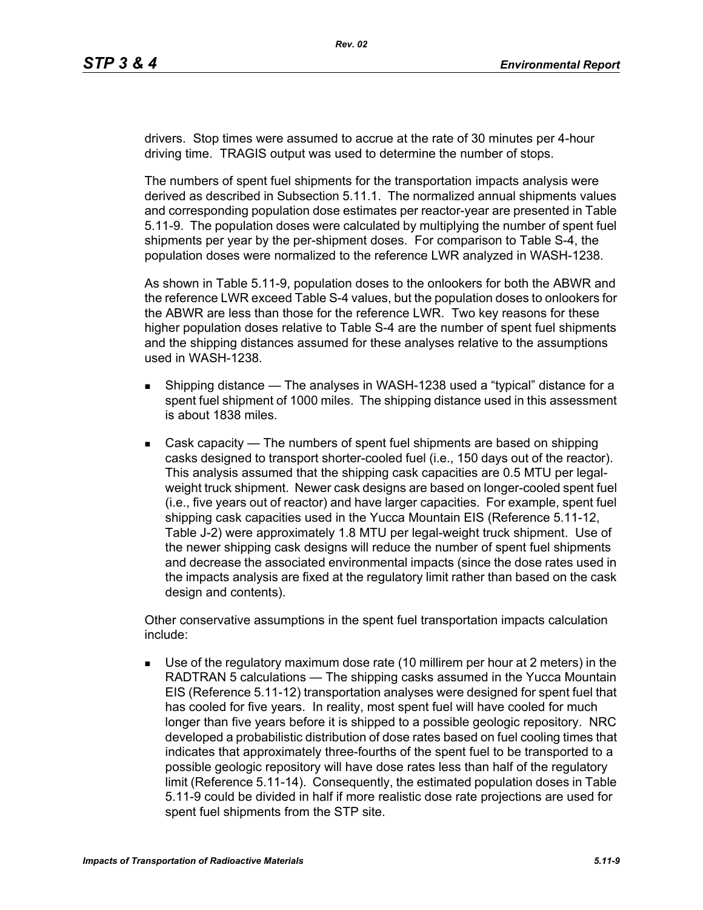drivers. Stop times were assumed to accrue at the rate of 30 minutes per 4-hour driving time. TRAGIS output was used to determine the number of stops.

The numbers of spent fuel shipments for the transportation impacts analysis were derived as described in Subsection 5.11.1. The normalized annual shipments values and corresponding population dose estimates per reactor-year are presented in Table 5.11-9. The population doses were calculated by multiplying the number of spent fuel shipments per year by the per-shipment doses. For comparison to Table S-4, the population doses were normalized to the reference LWR analyzed in WASH-1238.

As shown in Table 5.11-9, population doses to the onlookers for both the ABWR and the reference LWR exceed Table S-4 values, but the population doses to onlookers for the ABWR are less than those for the reference LWR. Two key reasons for these higher population doses relative to Table S-4 are the number of spent fuel shipments and the shipping distances assumed for these analyses relative to the assumptions used in WASH-1238.

- Shipping distance — The analyses in WASH-1238 used a "typical" distance for a spent fuel shipment of 1000 miles. The shipping distance used in this assessment is about 1838 miles.
- Cask capacity — The numbers of spent fuel shipments are based on shipping casks designed to transport shorter-cooled fuel (i.e., 150 days out of the reactor). This analysis assumed that the shipping cask capacities are 0.5 MTU per legal-weight truck shipment. Newer cask designs are based on longer-cooled spent fuel (i.e., five years out of reactor) and have larger capacities. For example, spent fuel shipping cask capacities used in the Yucca Mountain EIS (Reference 5.11-12, Table J-2) were approximately 1.8 MTU per legal-weight truck shipment. Use of the newer shipping cask designs will reduce the number of spent fuel shipments and decrease the associated environmental impacts (since the dose rates used in the impacts analysis are fixed at the regulatory limit rather than based on the cask design and contents).

Other conservative assumptions in the spent fuel transportation impacts calculation include:

- Use of the regulatory maximum dose rate (10 millirem per hour at 2 meters) in the RADTRAN 5 calculations — The shipping casks assumed in the Yucca Mountain EIS (Reference 5.11-12) transportation analyses were designed for spent fuel that has cooled for five years. In reality, most spent fuel will have cooled for much longer than five years before it is shipped to a possible geologic repository. NRC developed a probabilistic distribution of dose rates based on fuel cooling times that indicates that approximately three-fourths of the spent fuel to be transported to a possible geologic repository will have dose rates less than half of the regulatory limit (Reference 5.11-14). Consequently, the estimated population doses in Table 5.11-9 could be divided in half if more realistic dose rate projections are used for spent fuel shipments from the STP site.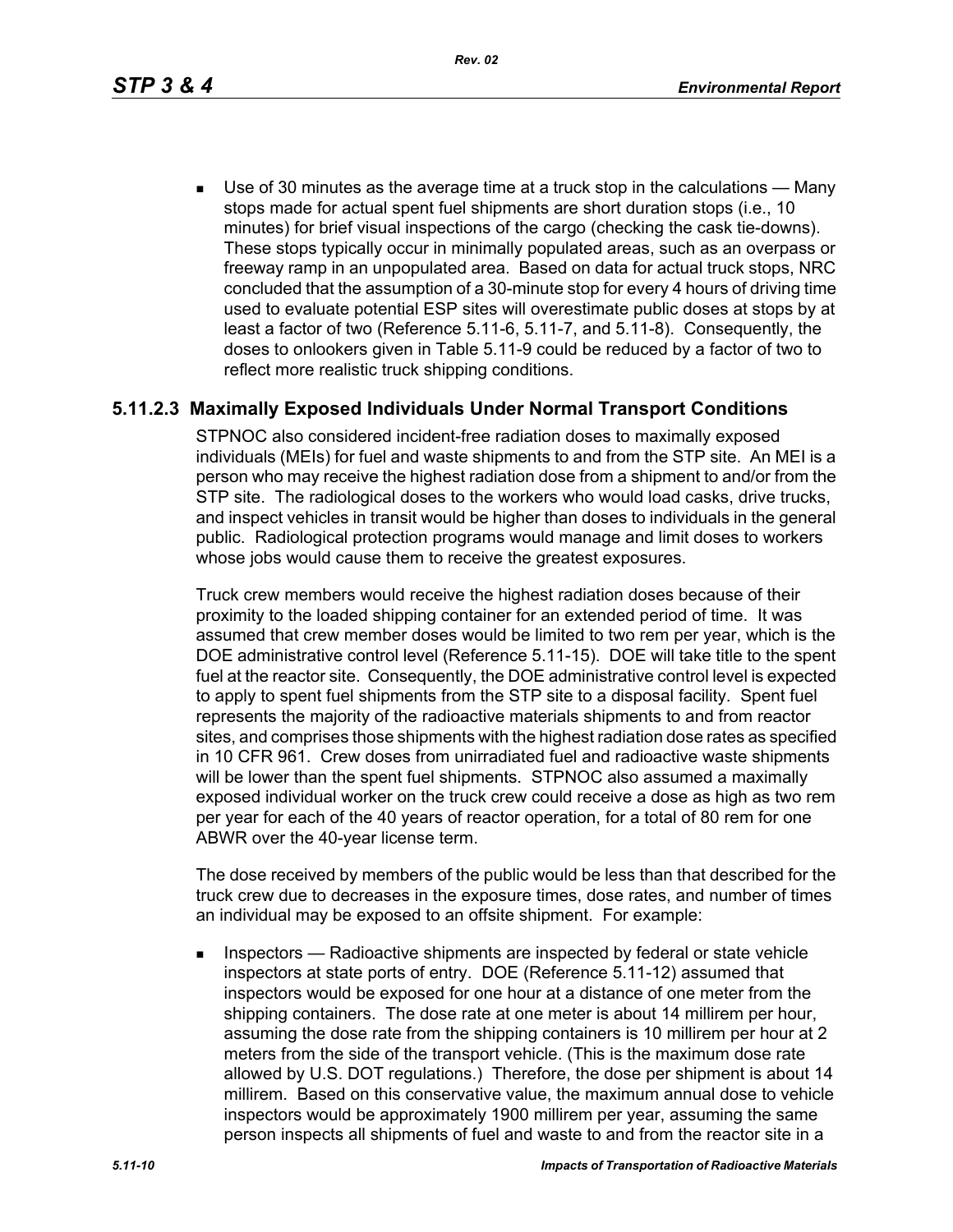- Use of 30 minutes as the average time at a truck stop in the calculations — Many stops made for actual spent fuel shipments are short duration stops (i.e., 10 minutes) for brief visual inspections of the cargo (checking the cask tie-downs). These stops typically occur in minimally populated areas, such as an overpass or freeway ramp in an unpopulated area. Based on data for actual truck stops, NRC concluded that the assumption of a 30-minute stop for every 4 hours of driving time used to evaluate potential ESP sites will overestimate public doses at stops by at least a factor of two (Reference 5.11-6, 5.11-7, and 5.11-8). Consequently, the doses to onlookers given in Table 5.11-9 could be reduced by a factor of two to reflect more realistic truck shipping conditions.

### 5.11.2.3 Maximally Exposed Individuals Under Normal Transport Conditions

STPNOC also considered incident-free radiation doses to maximally exposed individuals (MEIs) for fuel and waste shipments to and from the STP site. An MEI is a person who may receive the highest radiation dose from a shipment to and/or from the STP site. The radiological doses to the workers who would load casks, drive trucks, and inspect vehicles in transit would be higher than doses to individuals in the general public. Radiological protection programs would manage and limit doses to workers whose jobs would cause them to receive the greatest exposures.

Truck crew members would receive the highest radiation doses because of their proximity to the loaded shipping container for an extended period of time. It was assumed that crew member doses would be limited to two rem per year, which is the DOE administrative control level (Reference 5.11-15). DOE will take title to the spent fuel at the reactor site. Consequently, the DOE administrative control level is expected to apply to spent fuel shipments from the STP site to a disposal facility. Spent fuel represents the majority of the radioactive materials shipments to and from reactor sites, and comprises those shipments with the highest radiation dose rates as specified in 10 CFR 961. Crew doses from unirradiated fuel and radioactive waste shipments will be lower than the spent fuel shipments. STPNOC also assumed a maximally exposed individual worker on the truck crew could receive a dose as high as two rem per year for each of the 40 years of reactor operation, for a total of 80 rem for one ABWR over the 40-year license term.

The dose received by members of the public would be less than that described for the truck crew due to decreases in the exposure times, dose rates, and number of times an individual may be exposed to an offsite shipment. For example:

- Inspectors — Radioactive shipments are inspected by federal or state vehicle inspectors at state ports of entry. DOE (Reference 5.11-12) assumed that inspectors would be exposed for one hour at a distance of one meter from the shipping containers. The dose rate at one meter is about 14 millirem per hour, assuming the dose rate from the shipping containers is 10 millirem per hour at 2 meters from the side of the transport vehicle. (This is the maximum dose rate allowed by U.S. DOT regulations.) Therefore, the dose per shipment is about 14 millirem. Based on this conservative value, the maximum annual dose to vehicle inspectors would be approximately 1900 millirem per year, assuming the same person inspects all shipments of fuel and waste to and from the reactor site in a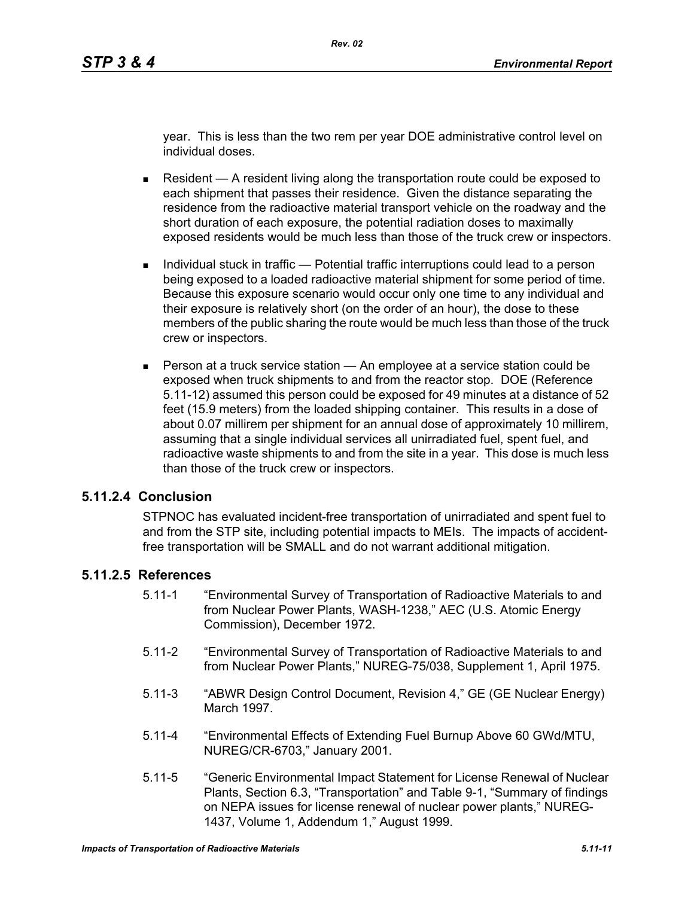year. This is less than the two rem per year DOE administrative control level on individual doses.

- Resident — A resident living along the transportation route could be exposed to each shipment that passes their residence. Given the distance separating the residence from the radioactive material transport vehicle on the roadway and the short duration of each exposure, the potential radiation doses to maximally exposed residents would be much less than those of the truck crew or inspectors.
- Individual stuck in traffic — Potential traffic interruptions could lead to a person being exposed to a loaded radioactive material shipment for some period of time. Because this exposure scenario would occur only one time to any individual and their exposure is relatively short (on the order of an hour), the dose to these members of the public sharing the route would be much less than those of the truck crew or inspectors.
- Person at a truck service station — An employee at a service station could be exposed when truck shipments to and from the reactor stop. DOE (Reference 5.11-12) assumed this person could be exposed for 49 minutes at a distance of 52 feet (15.9 meters) from the loaded shipping container. This results in a dose of about 0.07 millirem per shipment for an annual dose of approximately 10 millirem, assuming that a single individual services all unirradiated fuel, spent fuel, and radioactive waste shipments to and from the site in a year. This dose is much less than those of the truck crew or inspectors.

### 5.11.2.4 Conclusion

STPNOC has evaluated incident-free transportation of unirradiated and spent fuel to and from the STP site, including potential impacts to MEIs. The impacts of accident-free transportation will be SMALL and do not warrant additional mitigation.

### 5.11.2.5 References

5.11-1 "Environmental Survey of Transportation of Radioactive Materials to and from Nuclear Power Plants, WASH-1238," AEC (U.S. Atomic Energy Commission), December 1972.

5.11-2 "Environmental Survey of Transportation of Radioactive Materials to and from Nuclear Power Plants," NUREG-75/038, Supplement 1, April 1975.

5.11-3 "ABWR Design Control Document, Revision 4," GE (GE Nuclear Energy) March 1997.

5.11-4 "Environmental Effects of Extending Fuel Burnup Above 60 GWd/MTU, NUREG/CR-6703," January 2001.

5.11-5 "Generic Environmental Impact Statement for License Renewal of Nuclear Plants, Section 6.3, "Transportation" and Table 9-1, "Summary of findings on NEPA issues for license renewal of nuclear power plants," NUREG-1437, Volume 1, Addendum 1," August 1999.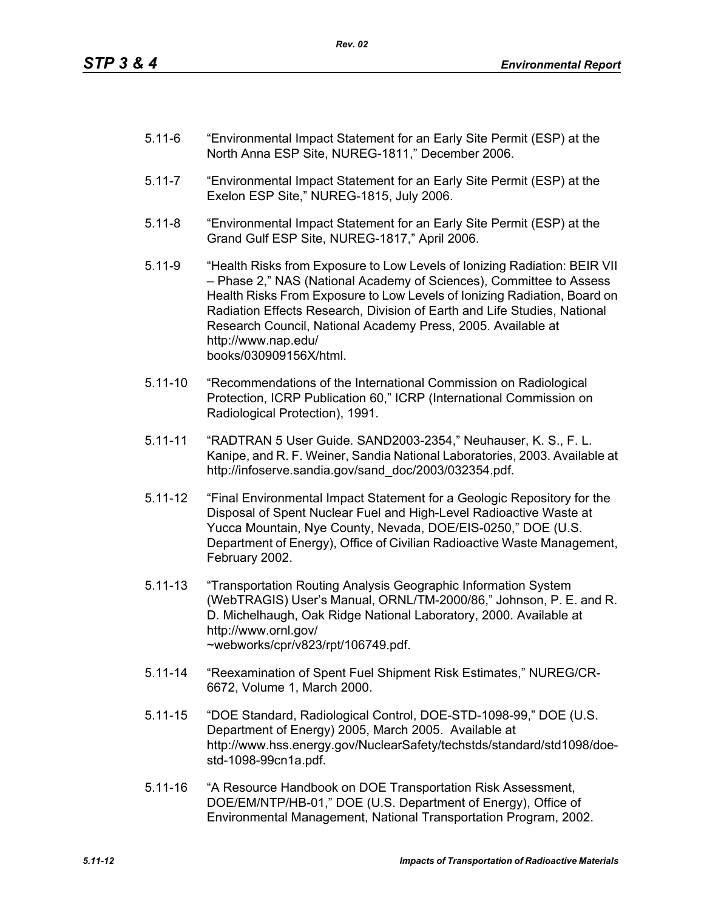5.11-6 “Environmental Impact Statement for an Early Site Permit (ESP) at the North Anna ESP Site, NUREG-1811,” December 2006.

5.11-7 “Environmental Impact Statement for an Early Site Permit (ESP) at the Exelon ESP Site,” NUREG-1815, July 2006.

5.11-8 “Environmental Impact Statement for an Early Site Permit (ESP) at the Grand Gulf ESP Site, NUREG-1817,” April 2006.

5.11-9 “Health Risks from Exposure to Low Levels of Ionizing Radiation: BEIR VII – Phase 2,” NAS (National Academy of Sciences), Committee to Assess Health Risks From Exposure to Low Levels of Ionizing Radiation, Board on Radiation Effects Research, Division of Earth and Life Studies, National Research Council, National Academy Press, 2005. Available at http://www.nap.edu/books/030909156X/html.

5.11-10 “Recommendations of the International Commission on Radiological Protection, ICRP Publication 60,” ICRP (International Commission on Radiological Protection), 1991.

5.11-11 “RADTRAN 5 User Guide. SAND2003-2354,” Neuhauser, K. S., F. L. Kanipe, and R. F. Weiner, Sandia National Laboratories, 2003. Available at http://infoserve.sandia.gov/sand_doc/2003/032354.pdf.

5.11-12 “Final Environmental Impact Statement for a Geologic Repository for the Disposal of Spent Nuclear Fuel and High-Level Radioactive Waste at Yucca Mountain, Nye County, Nevada, DOE/EIS-0250,” DOE (U.S. Department of Energy), Office of Civilian Radioactive Waste Management, February 2002.

5.11-13 “Transportation Routing Analysis Geographic Information System (WebTRAGIS) User’s Manual, ORNL/TM-2000/86,” Johnson, P. E. and R. D. Michelhaugh, Oak Ridge National Laboratory, 2000. Available at http://www.ornl.gov/~webworks/cpr/v823/rpt/106749.pdf.

5.11-14 “Reexamination of Spent Fuel Shipment Risk Estimates,” NUREG/CR-6672, Volume 1, March 2000.

5.11-15 “DOE Standard, Radiological Control, DOE-STD-1098-99,” DOE (U.S. Department of Energy) 2005, March 2005. Available at http://www.hss.energy.gov/NuclearSafety/techstds/standard/std1098/doe-std-1098-99cn1a.pdf.

5.11-16 “A Resource Handbook on DOE Transportation Risk Assessment, DOE/EM/NTP/HB-01,” DOE (U.S. Department of Energy), Office of Environmental Management, National Transportation Program, 2002.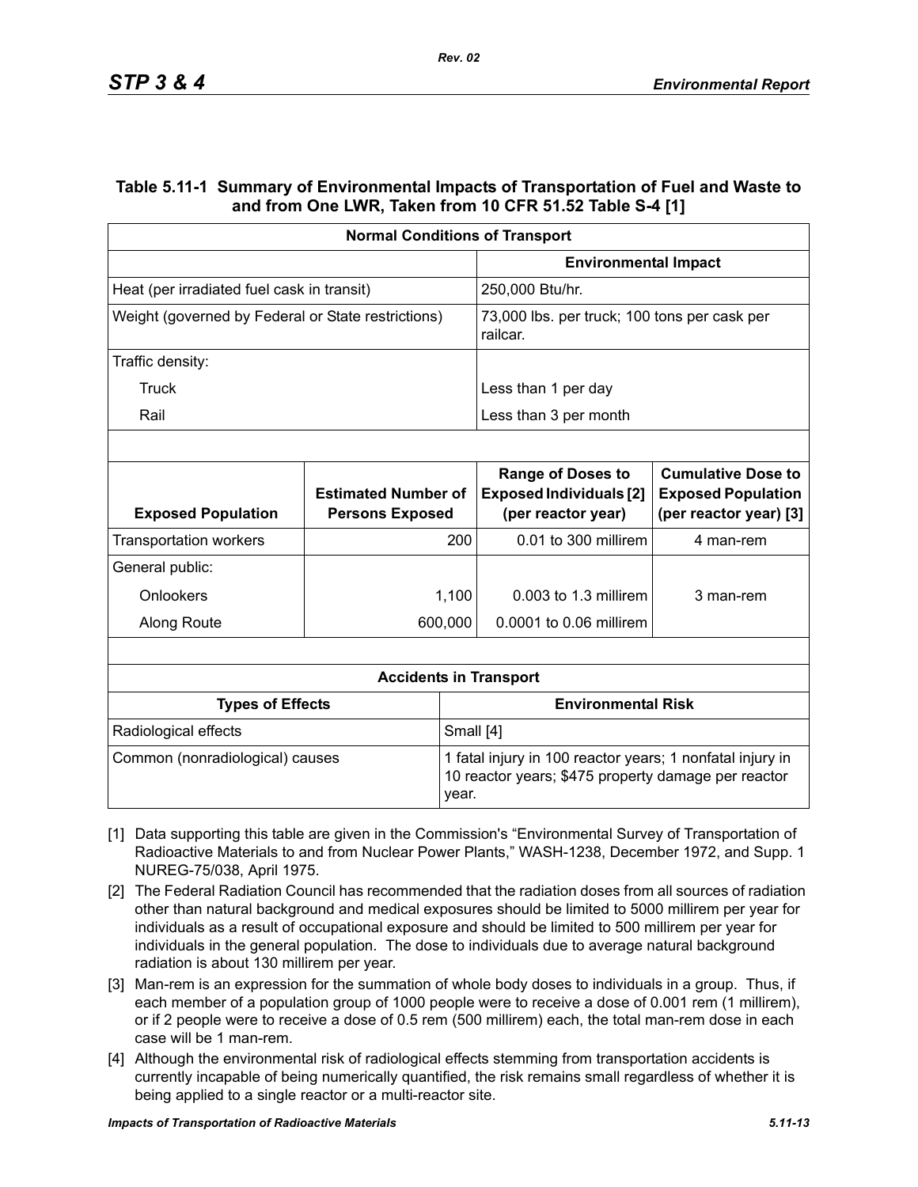### Table 5.11-1 Summary of Environmental Impacts of Transportation of Fuel and Waste to and from One LWR, Taken from 10 CFR 51.52 Table S-4 [1]

| Normal Conditions of Transport | |
|---|---|
| | **Environmental Impact** |
| Heat (per irradiated fuel cask in transit) | 250,000 Btu/hr. |
| Weight (governed by Federal or State restrictions) | 73,000 lbs. per truck; 100 tons per cask per railcar. |
| Traffic density: | |
| Truck | Less than 1 per day |
| Rail | Less than 3 per month |

| Exposed Population | Estimated Number of Persons Exposed | Range of Doses to Exposed Individuals [2] (per reactor year) | Cumulative Dose to Exposed Population (per reactor year) [3] |
|---|---|---|---|
| Transportation workers | 200 | 0.01 to 300 millirem | 4 man-rem |
| General public: | | | |
| Onlookers | 1,100 | 0.003 to 1.3 millirem | 3 man-rem |
| Along Route | 600,000 | 0.0001 to 0.06 millirem | |

| Accidents in Transport | |
|---|---|
| **Types of Effects** | **Environmental Risk** |
| Radiological effects | Small [4] |
| Common (nonradiological) causes | 1 fatal injury in 100 reactor years; 1 nonfatal injury in 10 reactor years; $475 property damage per reactor year. |

[1] Data supporting this table are given in the Commission's "Environmental Survey of Transportation of Radioactive Materials to and from Nuclear Power Plants," WASH-1238, December 1972, and Supp. 1 NUREG-75/038, April 1975.

[2] The Federal Radiation Council has recommended that the radiation doses from all sources of radiation other than natural background and medical exposures should be limited to 5000 millirem per year for individuals as a result of occupational exposure and should be limited to 500 millirem per year for individuals in the general population. The dose to individuals due to average natural background radiation is about 130 millirem per year.

[3] Man-rem is an expression for the summation of whole body doses to individuals in a group. Thus, if each member of a population group of 1000 people were to receive a dose of 0.001 rem (1 millirem), or if 2 people were to receive a dose of 0.5 rem (500 millirem) each, the total man-rem dose in each case will be 1 man-rem.

[4] Although the environmental risk of radiological effects stemming from transportation accidents is currently incapable of being numerically quantified, the risk remains small regardless of whether it is being applied to a single reactor or a multi-reactor site.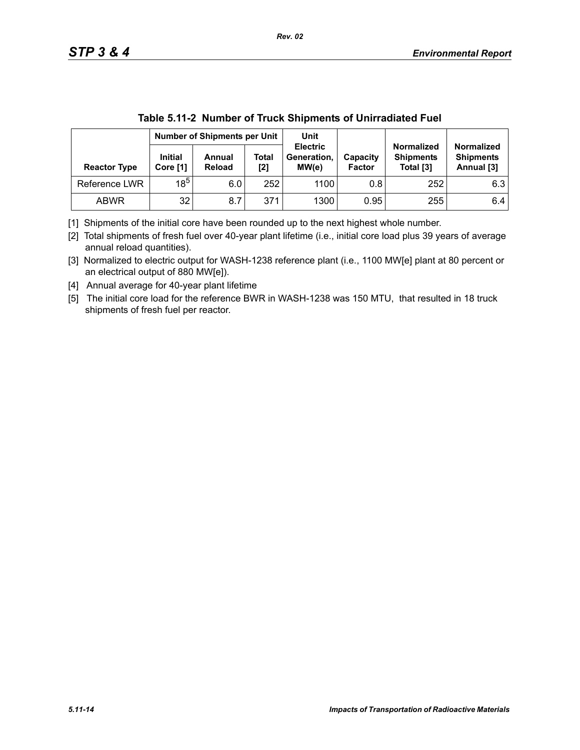**Table 5.11-2 Number of Truck Shipments of Unirradiated Fuel**

| Reactor Type | Number of Shipments per Unit | | | Unit Electric Generation, MW(e) | Capacity Factor | Normalized Shipments Total [3] | Normalized Shipments Annual [3] |
|---|---|---|---|---|---|---|---|
| | Initial Core [1] | Annual Reload | Total [2] | | | | |
| Reference LWR | 18[5] | 6.0 | 252 | 1100 | 0.8 | 252 | 6.3 |
| ABWR | 32 | 8.7 | 371 | 1300 | 0.95 | 255 | 6.4 |

[1] Shipments of the initial core have been rounded up to the next highest whole number.

[2] Total shipments of fresh fuel over 40-year plant lifetime (i.e., initial core load plus 39 years of average annual reload quantities).

[3] Normalized to electric output for WASH-1238 reference plant (i.e., 1100 MW[e] plant at 80 percent or an electrical output of 880 MW[e]).

[4] Annual average for 40-year plant lifetime

[5] The initial core load for the reference BWR in WASH-1238 was 150 MTU, that resulted in 18 truck shipments of fresh fuel per reactor.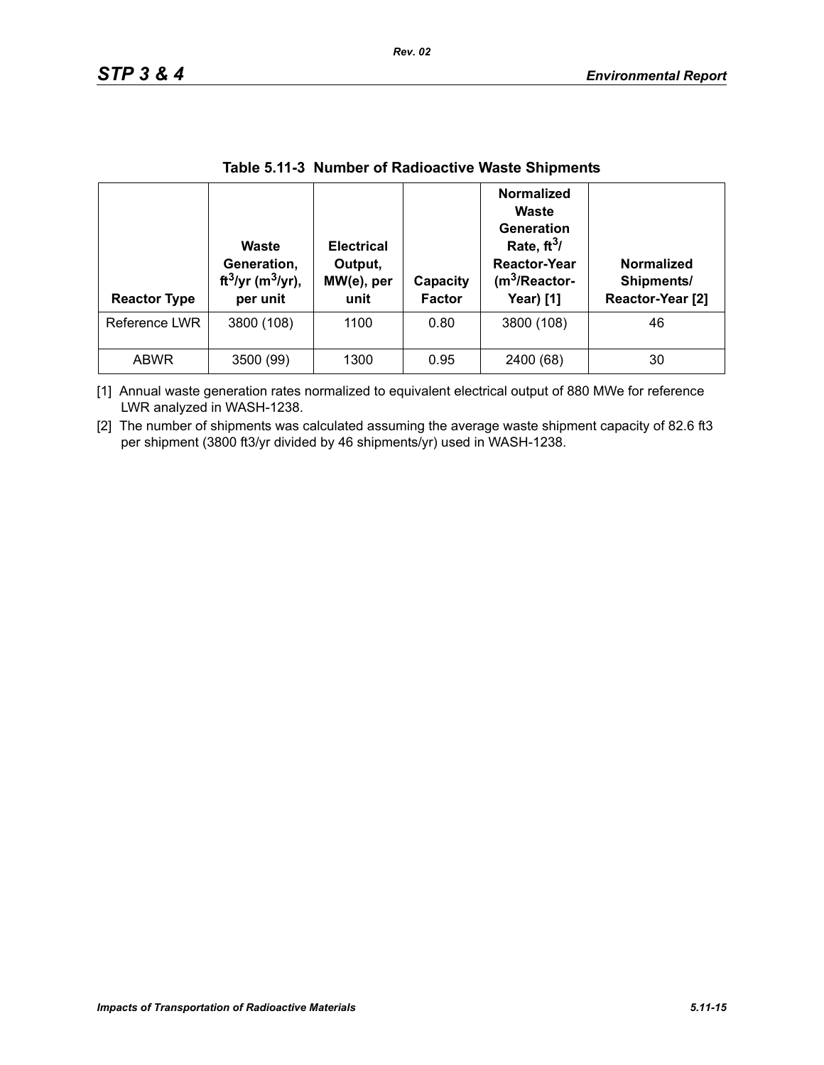**Table 5.11-3 Number of Radioactive Waste Shipments**

| Reactor Type | Waste Generation, $ft^3$/yr ($m^3$/yr), per unit | Electrical Output, MW(e), per unit | Capacity Factor | Normalized Waste Generation Rate, $ft^3$/ Reactor-Year ($m^3$/Reactor-Year) [1] | Normalized Shipments/ Reactor-Year [2] |
|---|---|---|---|---|---|
| Reference LWR | 3800 (108) | 1100 | 0.80 | 3800 (108) | 46 |
| ABWR | 3500 (99) | 1300 | 0.95 | 2400 (68) | 30 |

[1] Annual waste generation rates normalized to equivalent electrical output of 880 MWe for reference LWR analyzed in WASH-1238.

[2] The number of shipments was calculated assuming the average waste shipment capacity of 82.6 ft3 per shipment (3800 ft3/yr divided by 46 shipments/yr) used in WASH-1238.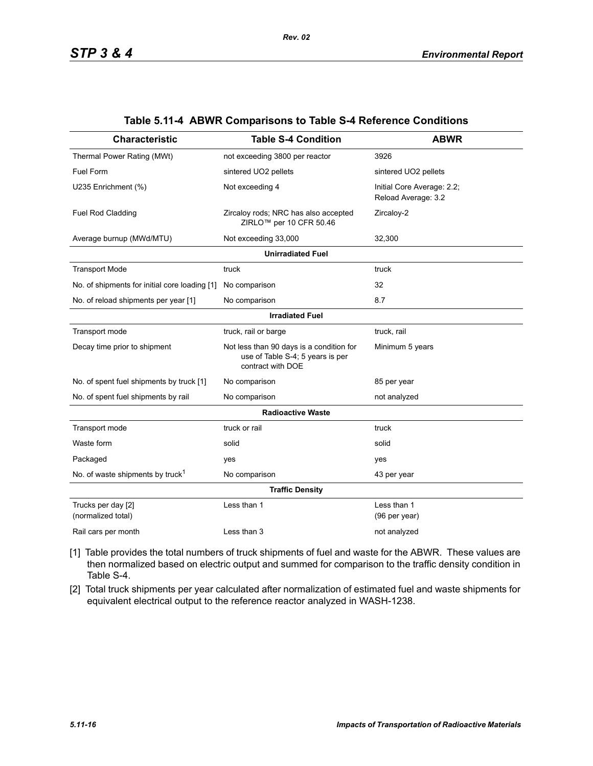**Table 5.11-4 ABWR Comparisons to Table S-4 Reference Conditions**

| Characteristic | Table S-4 Condition | ABWR |
|---|---|---|
| Thermal Power Rating (MWt) | not exceeding 3800 per reactor | 3926 |
| Fuel Form | sintered UO2 pellets | sintered UO2 pellets |
| U235 Enrichment (%) | Not exceeding 4 | Initial Core Average: 2.2; Reload Average: 3.2 |
| Fuel Rod Cladding | Zircaloy rods; NRC has also accepted ZIRLO™ per 10 CFR 50.46 | Zircaloy-2 |
| Average burnup (MWd/MTU) | Not exceeding 33,000 | 32,300 |
| | **Unirradiated Fuel** | |
| Transport Mode | truck | truck |
| No. of shipments for initial core loading [1] | No comparison | 32 |
| No. of reload shipments per year [1] | No comparison | 8.7 |
| | **Irradiated Fuel** | |
| Transport mode | truck, rail or barge | truck, rail |
| Decay time prior to shipment | Not less than 90 days is a condition for use of Table S-4; 5 years is per contract with DOE | Minimum 5 years |
| No. of spent fuel shipments by truck [1] | No comparison | 85 per year |
| No. of spent fuel shipments by rail | No comparison | not analyzed |
| | **Radioactive Waste** | |
| Transport mode | truck or rail | truck |
| Waste form | solid | solid |
| Packaged | yes | yes |
| No. of waste shipments by truck[1] | No comparison | 43 per year |
| | **Traffic Density** | |
| Trucks per day [2] (normalized total) | Less than 1 | Less than 1 (96 per year) |
| Rail cars per month | Less than 3 | not analyzed |

[1] Table provides the total numbers of truck shipments of fuel and waste for the ABWR. These values are then normalized based on electric output and summed for comparison to the traffic density condition in Table S-4.

[2] Total truck shipments per year calculated after normalization of estimated fuel and waste shipments for equivalent electrical output to the reference reactor analyzed in WASH-1238.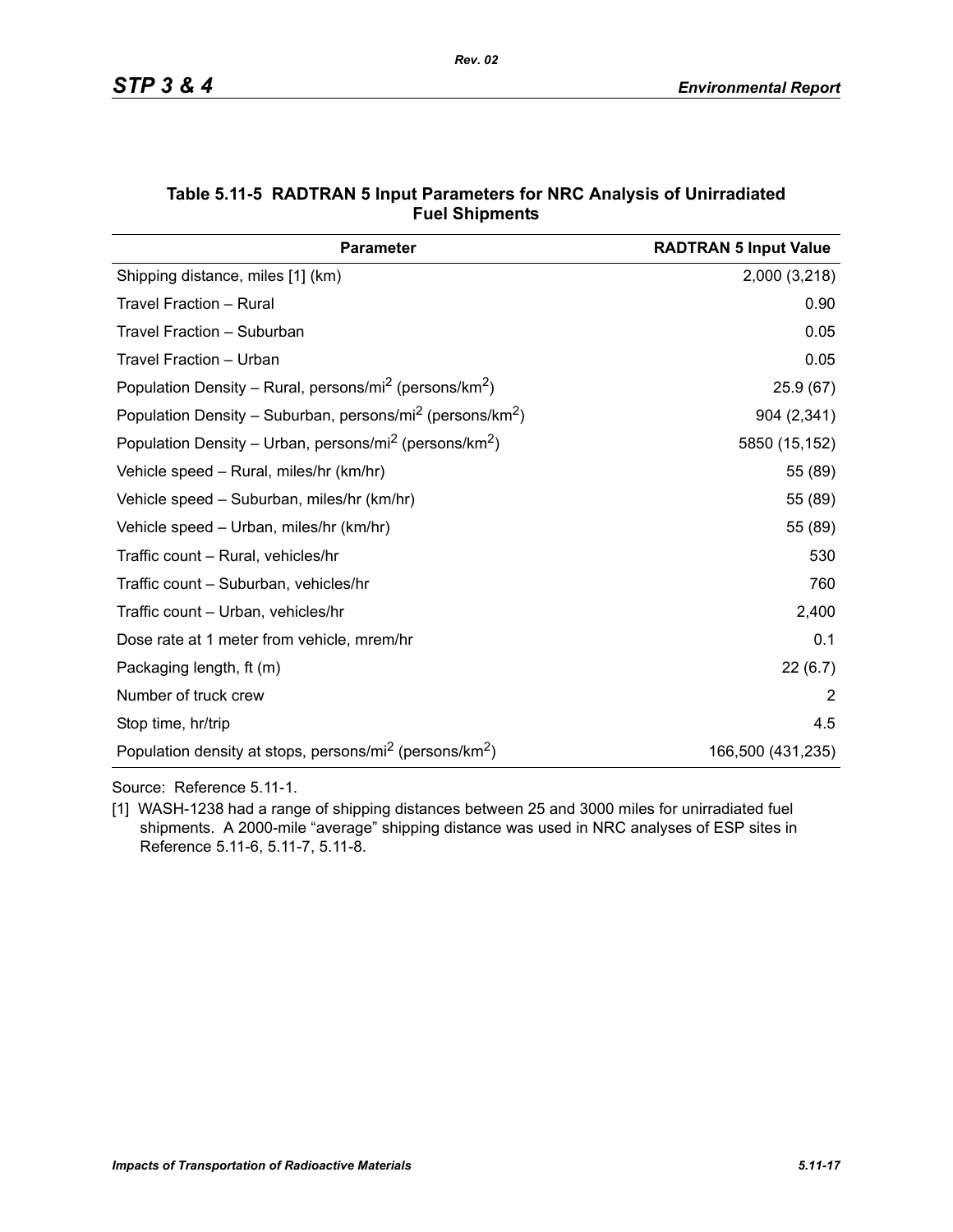**Table 5.11-5 RADTRAN 5 Input Parameters for NRC Analysis of Unirradiated Fuel Shipments**

| Parameter | RADTRAN 5 Input Value |
|---|---|
| Shipping distance, miles [1] (km) | 2,000 (3,218) |
| Travel Fraction – Rural | 0.90 |
| Travel Fraction – Suburban | 0.05 |
| Travel Fraction – Urban | 0.05 |
| Population Density – Rural, persons/mi$^2$ (persons/km$^2$) | 25.9 (67) |
| Population Density – Suburban, persons/mi$^2$ (persons/km$^2$) | 904 (2,341) |
| Population Density – Urban, persons/mi$^2$ (persons/km$^2$) | 5850 (15,152) |
| Vehicle speed – Rural, miles/hr (km/hr) | 55 (89) |
| Vehicle speed – Suburban, miles/hr (km/hr) | 55 (89) |
| Vehicle speed – Urban, miles/hr (km/hr) | 55 (89) |
| Traffic count – Rural, vehicles/hr | 530 |
| Traffic count – Suburban, vehicles/hr | 760 |
| Traffic count – Urban, vehicles/hr | 2,400 |
| Dose rate at 1 meter from vehicle, mrem/hr | 0.1 |
| Packaging length, ft (m) | 22 (6.7) |
| Number of truck crew | 2 |
| Stop time, hr/trip | 4.5 |
| Population density at stops, persons/mi$^2$ (persons/km$^2$) | 166,500 (431,235) |

Source: Reference 5.11-1.

[1] WASH-1238 had a range of shipping distances between 25 and 3000 miles for unirradiated fuel shipments. A 2000-mile "average" shipping distance was used in NRC analyses of ESP sites in Reference 5.11-6, 5.11-7, 5.11-8.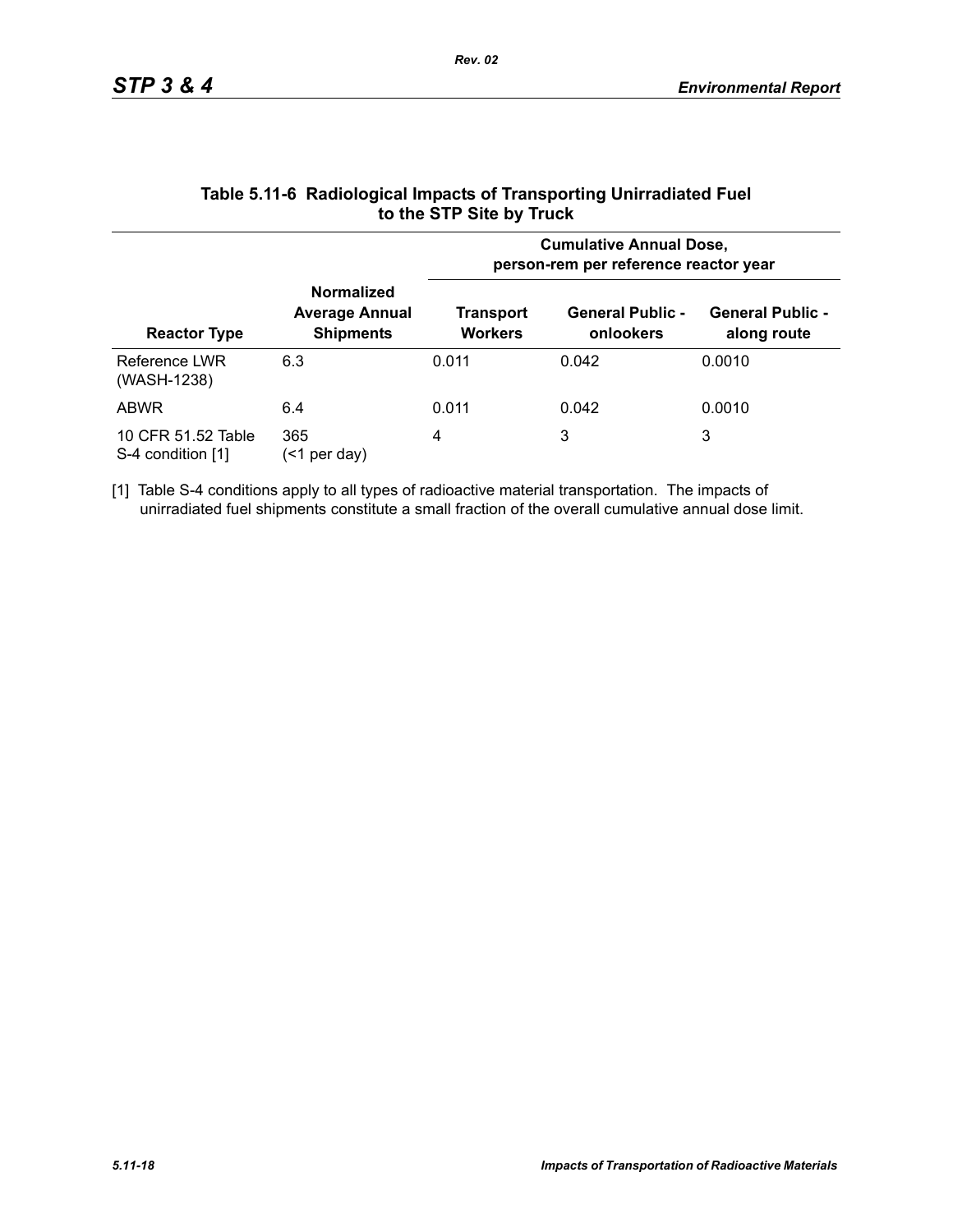### Table 5.11-6 Radiological Impacts of Transporting Unirradiated Fuel to the STP Site by Truck

| Reactor Type | Normalized Average Annual Shipments | Cumulative Annual Dose, person-rem per reference reactor year | | |
|---|---|---|---|---|
| | | Transport Workers | General Public - onlookers | General Public - along route |
| Reference LWR (WASH-1238) | 6.3 | 0.011 | 0.042 | 0.0010 |
| ABWR | 6.4 | 0.011 | 0.042 | 0.0010 |
| 10 CFR 51.52 Table S-4 condition [1] | 365 (<1 per day) | 4 | 3 | 3 |

[1] Table S-4 conditions apply to all types of radioactive material transportation. The impacts of unirradiated fuel shipments constitute a small fraction of the overall cumulative annual dose limit.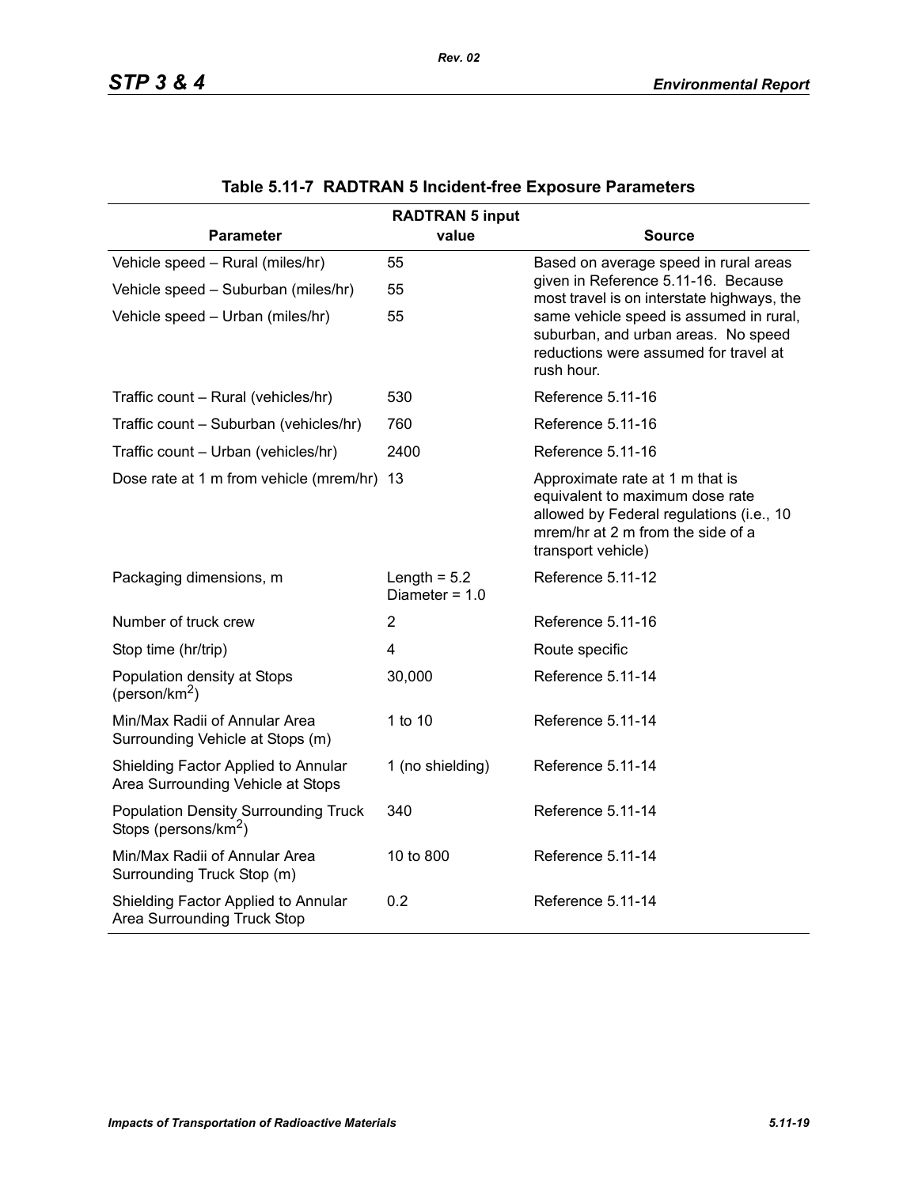**Table 5.11-7 RADTRAN 5 Incident-free Exposure Parameters**

| Parameter | RADTRAN 5 input value | Source |
|---|---|---|
| Vehicle speed – Rural (miles/hr) | 55 | Based on average speed in rural areas given in Reference 5.11-16. Because most travel is on interstate highways, the same vehicle speed is assumed in rural, suburban, and urban areas. No speed reductions were assumed for travel at rush hour. |
| Vehicle speed – Suburban (miles/hr) | 55 | |
| Vehicle speed – Urban (miles/hr) | 55 | |
| Traffic count – Rural (vehicles/hr) | 530 | Reference 5.11-16 |
| Traffic count – Suburban (vehicles/hr) | 760 | Reference 5.11-16 |
| Traffic count – Urban (vehicles/hr) | 2400 | Reference 5.11-16 |
| Dose rate at 1 m from vehicle (mrem/hr) | 13 | Approximate rate at 1 m that is equivalent to maximum dose rate allowed by Federal regulations (i.e., 10 mrem/hr at 2 m from the side of a transport vehicle) |
| Packaging dimensions, m | Length = 5.2 Diameter = 1.0 | Reference 5.11-12 |
| Number of truck crew | 2 | Reference 5.11-16 |
| Stop time (hr/trip) | 4 | Route specific |
| Population density at Stops (person/km$^2$) | 30,000 | Reference 5.11-14 |
| Min/Max Radii of Annular Area Surrounding Vehicle at Stops (m) | 1 to 10 | Reference 5.11-14 |
| Shielding Factor Applied to Annular Area Surrounding Vehicle at Stops | 1 (no shielding) | Reference 5.11-14 |
| Population Density Surrounding Truck Stops (persons/km$^2$) | 340 | Reference 5.11-14 |
| Min/Max Radii of Annular Area Surrounding Truck Stop (m) | 10 to 800 | Reference 5.11-14 |
| Shielding Factor Applied to Annular Area Surrounding Truck Stop | 0.2 | Reference 5.11-14 |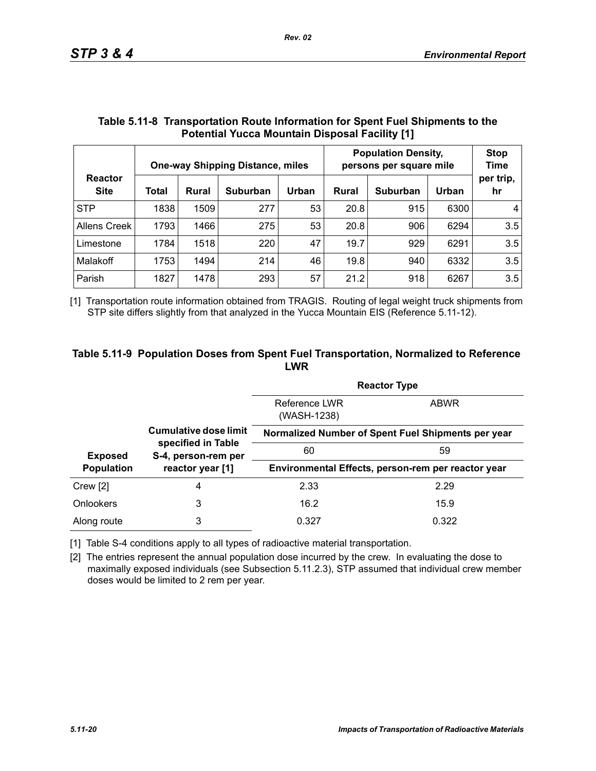**Table 5.11-8 Transportation Route Information for Spent Fuel Shipments to the Potential Yucca Mountain Disposal Facility [1]**

| Reactor Site | One-way Shipping Distance, miles | | | | Population Density, persons per square mile | | | Stop Time per trip, hr |
|---|---|---|---|---|---|---|---|---|
| | Total | Rural | Suburban | Urban | Rural | Suburban | Urban | |
| STP | 1838 | 1509 | 277 | 53 | 20.8 | 915 | 6300 | 4 |
| Allens Creek | 1793 | 1466 | 275 | 53 | 20.8 | 906 | 6294 | 3.5 |
| Limestone | 1784 | 1518 | 220 | 47 | 19.7 | 929 | 6291 | 3.5 |
| Malakoff | 1753 | 1494 | 214 | 46 | 19.8 | 940 | 6332 | 3.5 |
| Parish | 1827 | 1478 | 293 | 57 | 21.2 | 918 | 6267 | 3.5 |

[1] Transportation route information obtained from TRAGIS. Routing of legal weight truck shipments from STP site differs slightly from that analyzed in the Yucca Mountain EIS (Reference 5.11-12).

**Table 5.11-9 Population Doses from Spent Fuel Transportation, Normalized to Reference LWR**

| Exposed Population | Cumulative dose limit specified in Table S-4, person-rem per reactor year [1] | Reactor Type | |
|---|---|---|---|
| | | Reference LWR (WASH-1238) | ABWR |
| | | Normalized Number of Spent Fuel Shipments per year | |
| | | 60 | 59 |
| | | Environmental Effects, person-rem per reactor year | |
| Crew [2] | 4 | 2.33 | 2.29 |
| Onlookers | 3 | 16.2 | 15.9 |
| Along route | 3 | 0.327 | 0.322 |

[1] Table S-4 conditions apply to all types of radioactive material transportation.

[2] The entries represent the annual population dose incurred by the crew. In evaluating the dose to maximally exposed individuals (see Subsection 5.11.2.3), STP assumed that individual crew member doses would be limited to 2 rem per year.